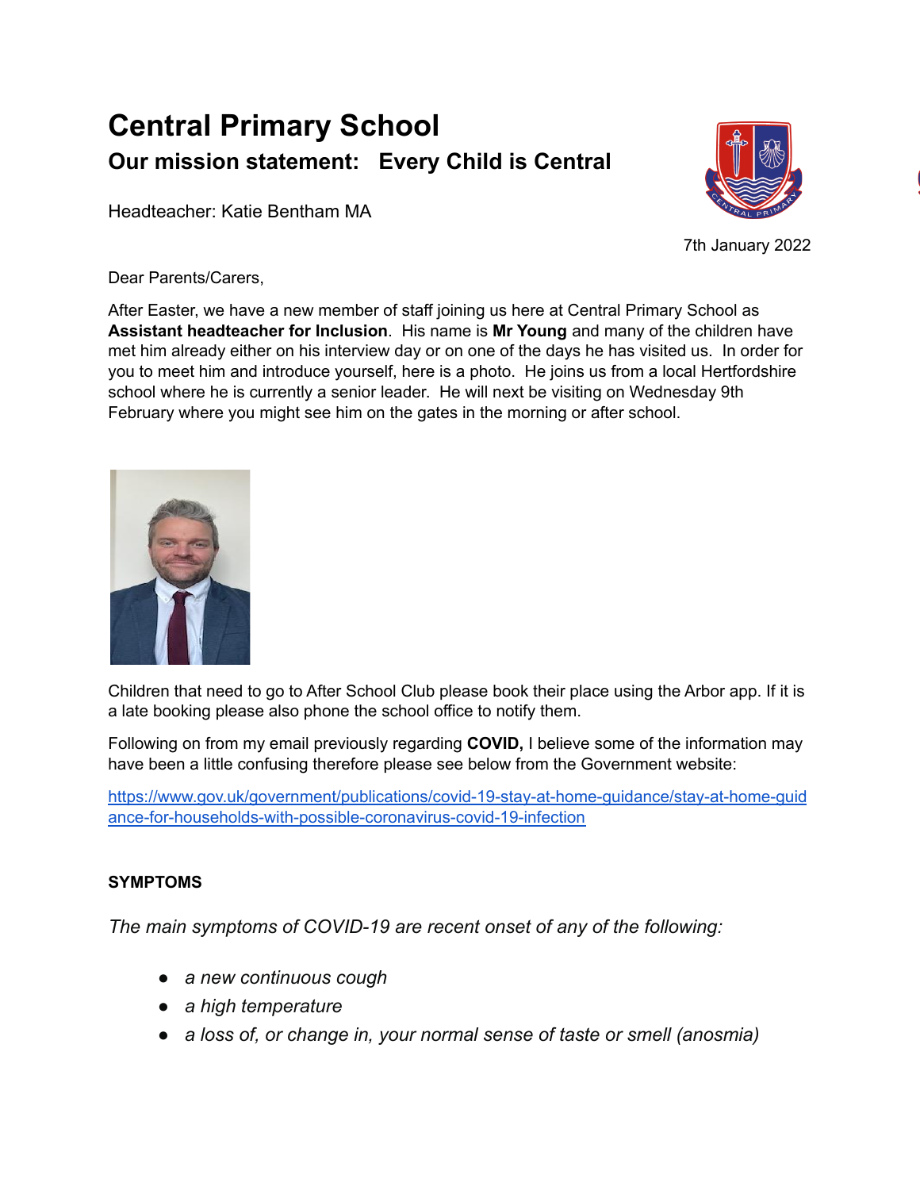# Central Primary School

## Our mission statement: Every Child is Central

Headteacher: Katie Bentham MA

7th January 2022

Dear Parents/Carers,

After Easter, we have a new member of staff joining us here at Central Primary School as **Assistant headteacher for Inclusion**. His name is **Mr Young** and many of the children have met him already either on his interview day or on one of the days he has visited us. In order for you to meet him and introduce yourself, here is a photo. He joins us from a local Hertfordshire school where he is currently a senior leader. He will next be visiting on Wednesday 9th February where you might see him on the gates in the morning or after school.

Children that need to go to After School Club please book their place using the Arbor app. If it is a late booking please also phone the school office to notify them.

Following on from my email previously regarding **COVID,** I believe some of the information may have been a little confusing therefore please see below from the Government website:

https://www.gov.uk/government/publications/covid-19-stay-at-home-guidance/stay-at-home-guidance-for-households-with-possible-coronavirus-covid-19-infection

**SYMPTOMS**

*The main symptoms of COVID-19 are recent onset of any of the following:*

- *a new continuous cough*
- *a high temperature*
- *a loss of, or change in, your normal sense of taste or smell (anosmia)*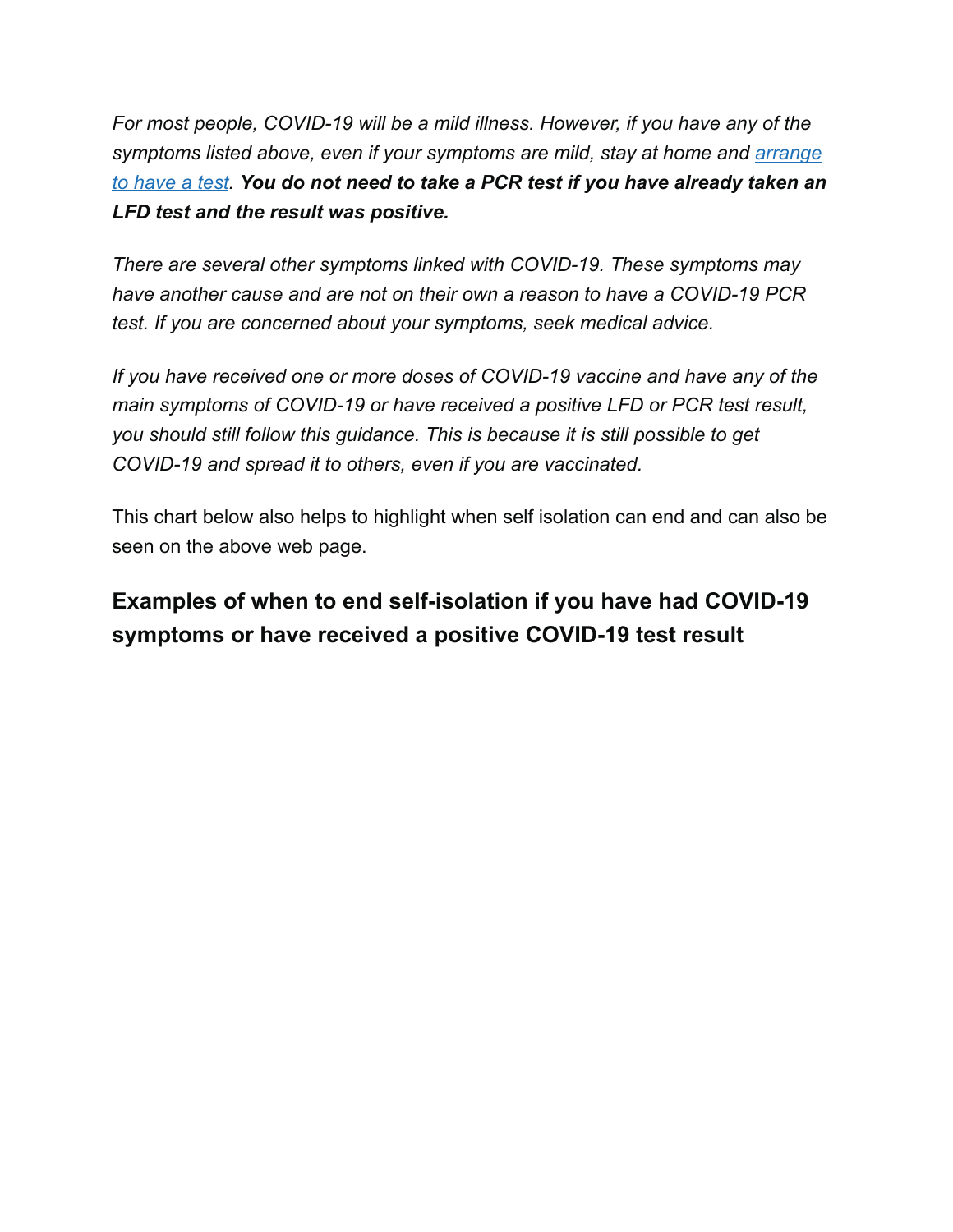*For most people, COVID-19 will be a mild illness. However, if you have any of the symptoms listed above, even if your symptoms are mild, stay at home and [arrange to have a test](). **You do not need to take a PCR test if you have already taken an LFD test and the result was positive.***

*There are several other symptoms linked with COVID-19. These symptoms may have another cause and are not on their own a reason to have a COVID-19 PCR test. If you are concerned about your symptoms, seek medical advice.*

*If you have received one or more doses of COVID-19 vaccine and have any of the main symptoms of COVID-19 or have received a positive LFD or PCR test result, you should still follow this guidance. This is because it is still possible to get COVID-19 and spread it to others, even if you are vaccinated.*

This chart below also helps to highlight when self isolation can end and can also be seen on the above web page.

## Examples of when to end self-isolation if you have had COVID-19 symptoms or have received a positive COVID-19 test result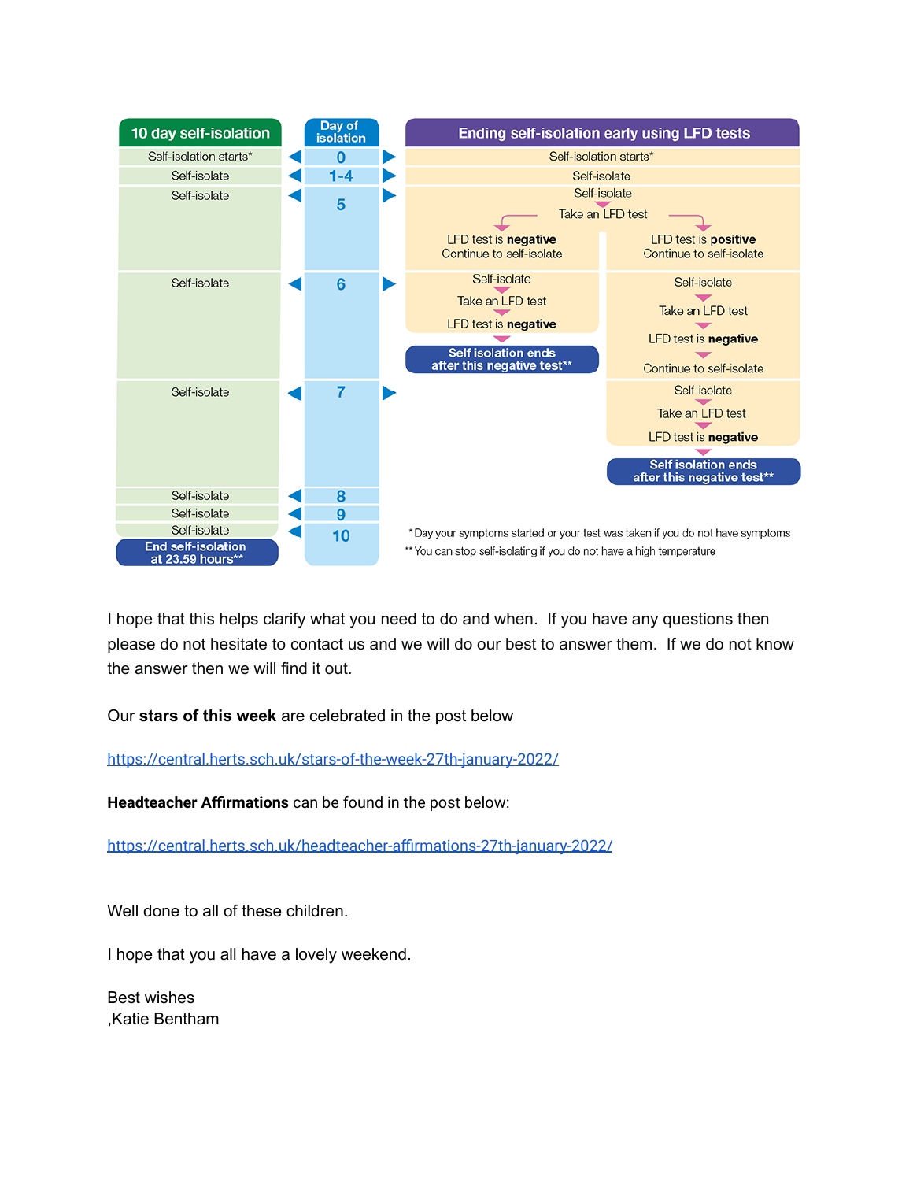| 10 day self-isolation | Day of isolation | Ending self-isolation early using LFD tests | |
|---|---|---|---|
| Self-isolation starts* | 0 | Self-isolation starts* | |
| Self-isolate | 1-4 | Self-isolate | |
| Self-isolate | 5 | Self-isolate<br>Take an LFD test<br>LFD test is **negative**<br>Continue to self-isolate | LFD test is **positive**<br>Continue to self-isolate |
| Self-isolate | 6 | Self-isolate<br>Take an LFD test<br>LFD test is **negative**<br>**Self isolation ends after this negative test**** | Self-isolate<br>Take an LFD test<br>LFD test is **negative**<br>Continue to self-isolate |
| Self-isolate | 7 | | Self-isolate<br>Take an LFD test<br>LFD test is **negative**<br>**Self isolation ends after this negative test**** |
| Self-isolate | 8 | | |
| Self-isolate | 9 | | |
| Self-isolate<br>**End self-isolation at 23.59 hours**** | 10 | | |

* Day your symptoms started or your test was taken if you do not have symptoms

** You can stop self-isolating if you do not have a high temperature

I hope that this helps clarify what you need to do and when. If you have any questions then please do not hesitate to contact us and we will do our best to answer them. If we do not know the answer then we will find it out.

Our **stars of this week** are celebrated in the post below

https://central.herts.sch.uk/stars-of-the-week-27th-january-2022/

**Headteacher Affirmations** can be found in the post below:

https://central.herts.sch.uk/headteacher-affirmations-27th-january-2022/

Well done to all of these children.

I hope that you all have a lovely weekend.

Best wishes
,Katie Bentham